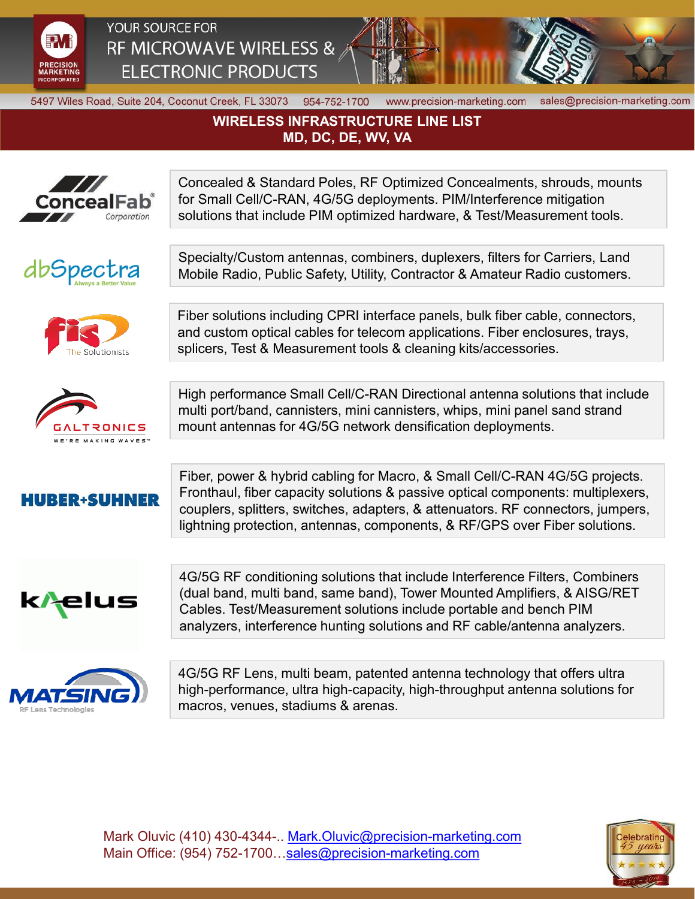PRECISION MARKETING INCORPORATED

YOUR SOURCE FOR
RF MICROWAVE WIRELESS &
ELECTRONIC PRODUCTS

5497 Wiles Road, Suite 204, Coconut Creek, FL 33073 954-752-1700 www.precision-marketing.com sales@precision-marketing.com

# WIRELESS INFRASTRUCTURE LINE LIST
## MD, DC, DE, WV, VA

| Manufacturer | Products |
|---|---|
| ConcealFab Corporation | Concealed & Standard Poles, RF Optimized Concealments, shrouds, mounts for Small Cell/C-RAN, 4G/5G deployments. PIM/Interference mitigation solutions that include PIM optimized hardware, & Test/Measurement tools. |
| dbSpectra (Always a Better Value) | Specialty/Custom antennas, combiners, duplexers, filters for Carriers, Land Mobile Radio, Public Safety, Utility, Contractor & Amateur Radio customers. |
| fis (The Solutionists) | Fiber solutions including CPRI interface panels, bulk fiber cable, connectors, and custom optical cables for telecom applications. Fiber enclosures, trays, splicers, Test & Measurement tools & cleaning kits/accessories. |
| GALTRONICS (WE'RE MAKING WAVES™) | High performance Small Cell/C-RAN Directional antenna solutions that include multi port/band, cannisters, mini cannisters, whips, mini panel sand strand mount antennas for 4G/5G network densification deployments. |
| HUBER+SUHNER | Fiber, power & hybrid cabling for Macro, & Small Cell/C-RAN 4G/5G projects. Fronthaul, fiber capacity solutions & passive optical components: multiplexers, couplers, splitters, switches, adapters, & attenuators. RF connectors, jumpers, lightning protection, antennas, components, & RF/GPS over Fiber solutions. |
| Kaelus | 4G/5G RF conditioning solutions that include Interference Filters, Combiners (dual band, multi band, same band), Tower Mounted Amplifiers, & AISG/RET Cables. Test/Measurement solutions include portable and bench PIM analyzers, interference hunting solutions and RF cable/antenna analyzers. |
| MATSING (RF Lens Technologies) | 4G/5G RF Lens, multi beam, patented antenna technology that offers ultra high-performance, ultra high-capacity, high-throughput antenna solutions for macros, venues, stadiums & arenas. |

Mark Oluvic (410) 430-4344-.. Mark.Oluvic@precision-marketing.com
Main Office: (954) 752-1700…sales@precision-marketing.com

Celebrating 45 years 1974 - 2019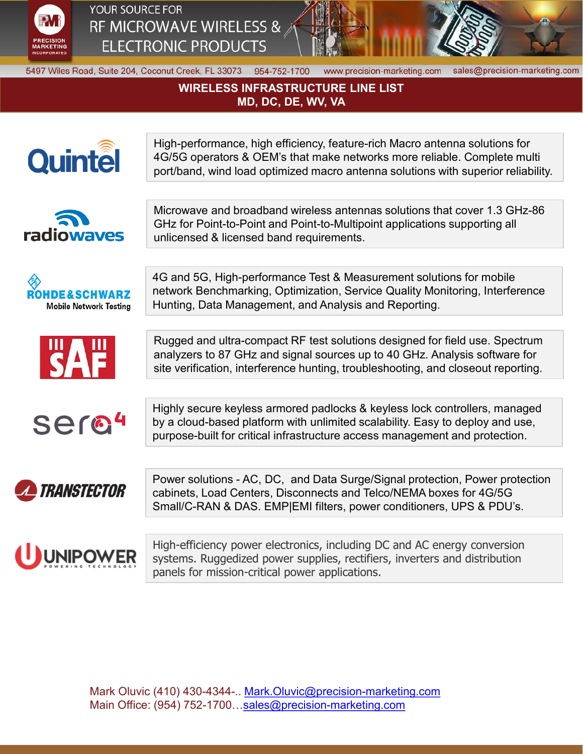YOUR SOURCE FOR

RF MICROWAVE WIRELESS & ELECTRONIC PRODUCTS

PRECISION MARKETING INCORPORATED

5497 Wiles Road, Suite 204, Coconut Creek, FL 33073 954-752-1700 www.precision-marketing.com sales@precision-marketing.com

# WIRELESS INFRASTRUCTURE LINE LIST
## MD, DC, DE, WV, VA

| | |
|---|---|
| Quintel | High-performance, high efficiency, feature-rich Macro antenna solutions for 4G/5G operators & OEM's that make networks more reliable. Complete multi port/band, wind load optimized macro antenna solutions with superior reliability. |
| radiowaves | Microwave and broadband wireless antennas solutions that cover 1.3 GHz-86 GHz for Point-to-Point and Point-to-Multipoint applications supporting all unlicensed & licensed band requirements. |
| ROHDE&SCHWARZ Mobile Network Testing | 4G and 5G, High-performance Test & Measurement solutions for mobile network Benchmarking, Optimization, Service Quality Monitoring, Interference Hunting, Data Management, and Analysis and Reporting. |
| SAF | Rugged and ultra-compact RF test solutions designed for field use. Spectrum analyzers to 87 GHz and signal sources up to 40 GHz. Analysis software for site verification, interference hunting, troubleshooting, and closeout reporting. |
| sera4 | Highly secure keyless armored padlocks & keyless lock controllers, managed by a cloud-based platform with unlimited scalability. Easy to deploy and use, purpose-built for critical infrastructure access management and protection. |
| TRANSTECTOR | Power solutions - AC, DC, and Data Surge/Signal protection, Power protection cabinets, Load Centers, Disconnects and Telco/NEMA boxes for 4G/5G Small/C-RAN & DAS. EMP\|EMI filters, power conditioners, UPS & PDU's. |
| UNIPOWER POWERING TECHNOLOGY | High-efficiency power electronics, including DC and AC energy conversion systems. Ruggedized power supplies, rectifiers, inverters and distribution panels for mission-critical power applications. |

Mark Oluvic (410) 430-4344-.. Mark.Oluvic@precision-marketing.com
Main Office: (954) 752-1700…sales@precision-marketing.com